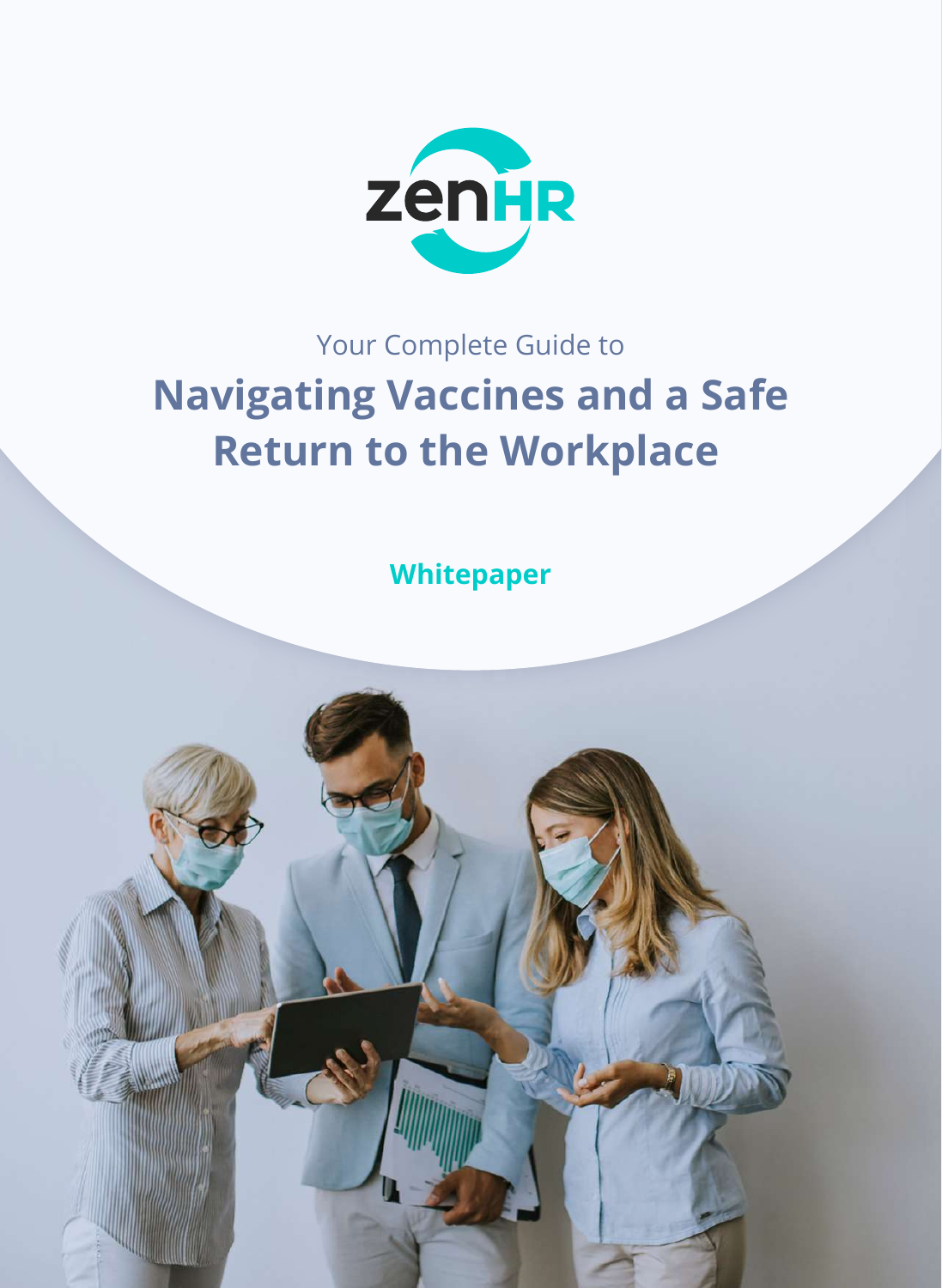zenHR

Your Complete Guide to

# Navigating Vaccines and a Safe Return to the Workplace

**Whitepaper**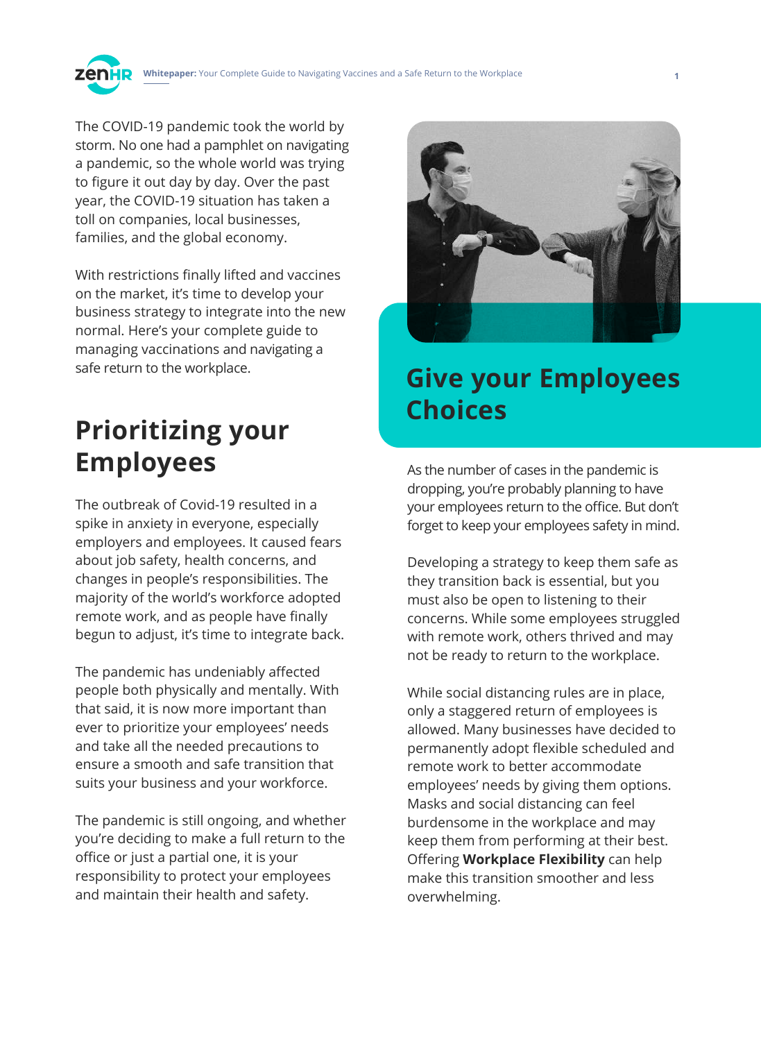The COVID-19 pandemic took the world by storm. No one had a pamphlet on navigating a pandemic, so the whole world was trying to figure it out day by day. Over the past year, the COVID-19 situation has taken a toll on companies, local businesses, families, and the global economy.

With restrictions finally lifted and vaccines on the market, it's time to develop your business strategy to integrate into the new normal. Here's your complete guide to managing vaccinations and navigating a safe return to the workplace.

## Prioritizing your Employees

The outbreak of Covid-19 resulted in a spike in anxiety in everyone, especially employers and employees. It caused fears about job safety, health concerns, and changes in people's responsibilities. The majority of the world's workforce adopted remote work, and as people have finally begun to adjust, it's time to integrate back.

The pandemic has undeniably affected people both physically and mentally. With that said, it is now more important than ever to prioritize your employees' needs and take all the needed precautions to ensure a smooth and safe transition that suits your business and your workforce.

The pandemic is still ongoing, and whether you're deciding to make a full return to the office or just a partial one, it is your responsibility to protect your employees and maintain their health and safety.

## Give your Employees Choices

As the number of cases in the pandemic is dropping, you're probably planning to have your employees return to the office. But don't forget to keep your employees safety in mind.

Developing a strategy to keep them safe as they transition back is essential, but you must also be open to listening to their concerns. While some employees struggled with remote work, others thrived and may not be ready to return to the workplace.

While social distancing rules are in place, only a staggered return of employees is allowed. Many businesses have decided to permanently adopt flexible scheduled and remote work to better accommodate employees' needs by giving them options. Masks and social distancing can feel burdensome in the workplace and may keep them from performing at their best. Offering **Workplace Flexibility** can help make this transition smoother and less overwhelming.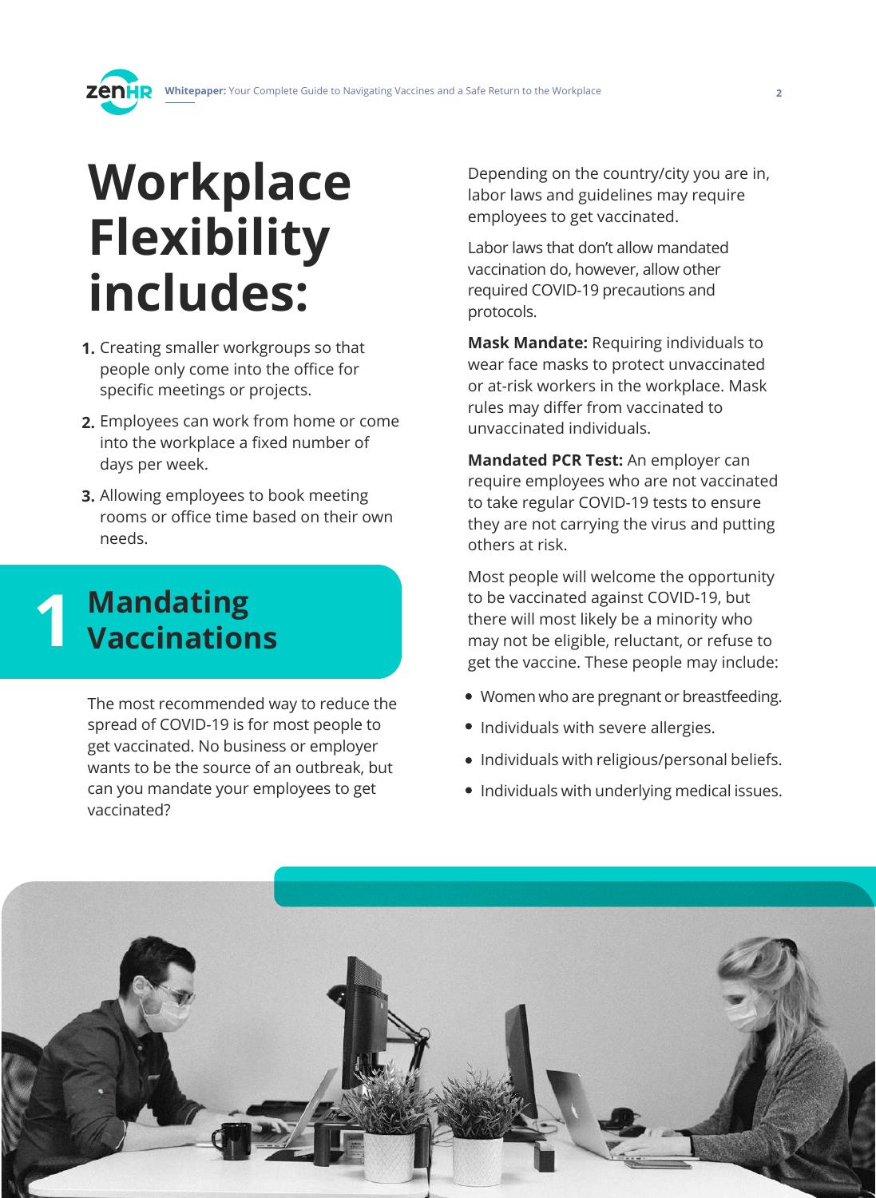# Workplace Flexibility includes:

1. Creating smaller workgroups so that people only come into the office for specific meetings or projects.
2. Employees can work from home or come into the workplace a fixed number of days per week.
3. Allowing employees to book meeting rooms or office time based on their own needs.

## 1 Mandating Vaccinations

The most recommended way to reduce the spread of COVID-19 is for most people to get vaccinated. No business or employer wants to be the source of an outbreak, but can you mandate your employees to get vaccinated?

Depending on the country/city you are in, labor laws and guidelines may require employees to get vaccinated.

Labor laws that don't allow mandated vaccination do, however, allow other required COVID-19 precautions and protocols.

**Mask Mandate:** Requiring individuals to wear face masks to protect unvaccinated or at-risk workers in the workplace. Mask rules may differ from vaccinated to unvaccinated individuals.

**Mandated PCR Test:** An employer can require employees who are not vaccinated to take regular COVID-19 tests to ensure they are not carrying the virus and putting others at risk.

Most people will welcome the opportunity to be vaccinated against COVID-19, but there will most likely be a minority who may not be eligible, reluctant, or refuse to get the vaccine. These people may include:

- Women who are pregnant or breastfeeding.
- Individuals with severe allergies.
- Individuals with religious/personal beliefs.
- Individuals with underlying medical issues.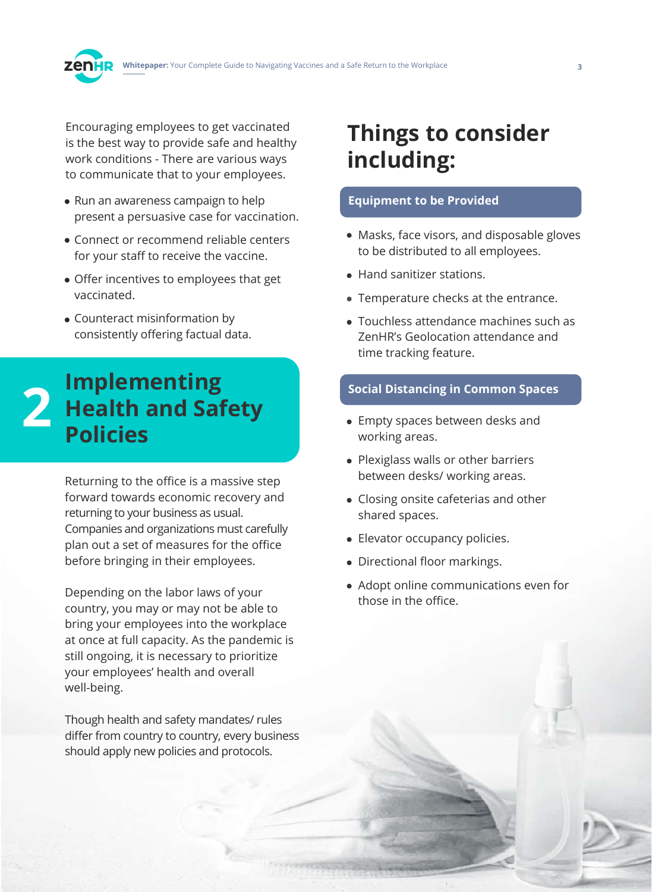Encouraging employees to get vaccinated is the best way to provide safe and healthy work conditions - There are various ways to communicate that to your employees.

- Run an awareness campaign to help present a persuasive case for vaccination.
- Connect or recommend reliable centers for your staff to receive the vaccine.
- Offer incentives to employees that get vaccinated.
- Counteract misinformation by consistently offering factual data.

# 2 Implementing Health and Safety Policies

Returning to the office is a massive step forward towards economic recovery and returning to your business as usual. Companies and organizations must carefully plan out a set of measures for the office before bringing in their employees.

Depending on the labor laws of your country, you may or may not be able to bring your employees into the workplace at once at full capacity. As the pandemic is still ongoing, it is necessary to prioritize your employees' health and overall well-being.

Though health and safety mandates/ rules differ from country to country, every business should apply new policies and protocols.

## Things to consider including:

### Equipment to be Provided

- Masks, face visors, and disposable gloves to be distributed to all employees.
- Hand sanitizer stations.
- Temperature checks at the entrance.
- Touchless attendance machines such as ZenHR's Geolocation attendance and time tracking feature.

### Social Distancing in Common Spaces

- Empty spaces between desks and working areas.
- Plexiglass walls or other barriers between desks/ working areas.
- Closing onsite cafeterias and other shared spaces.
- Elevator occupancy policies.
- Directional floor markings.
- Adopt online communications even for those in the office.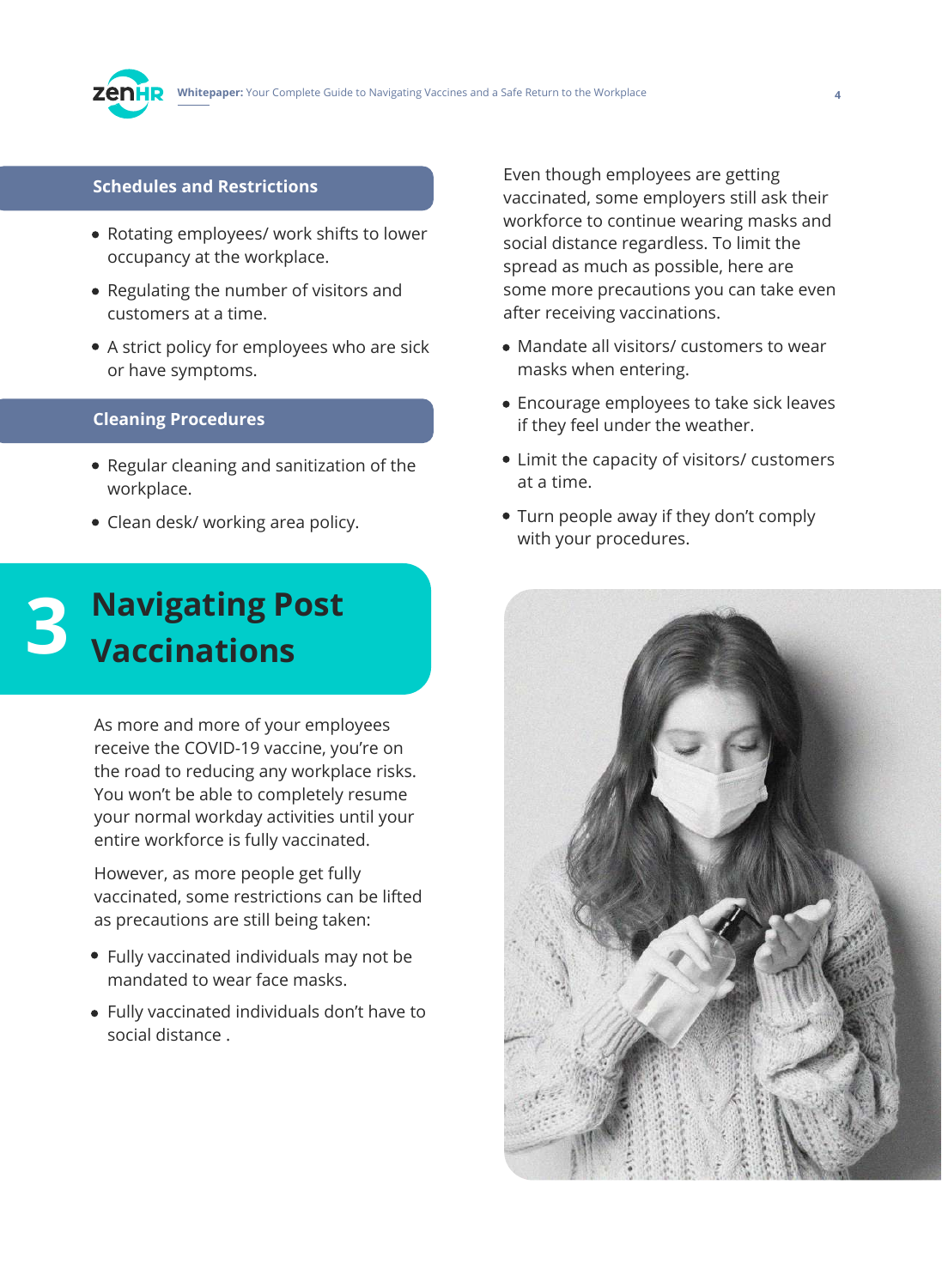### Schedules and Restrictions

- Rotating employees/ work shifts to lower occupancy at the workplace.
- Regulating the number of visitors and customers at a time.
- A strict policy for employees who are sick or have symptoms.

### Cleaning Procedures

- Regular cleaning and sanitization of the workplace.
- Clean desk/ working area policy.

## 3 Navigating Post Vaccinations

As more and more of your employees receive the COVID-19 vaccine, you're on the road to reducing any workplace risks. You won't be able to completely resume your normal workday activities until your entire workforce is fully vaccinated.

However, as more people get fully vaccinated, some restrictions can be lifted as precautions are still being taken:

- Fully vaccinated individuals may not be mandated to wear face masks.
- Fully vaccinated individuals don't have to social distance .

Even though employees are getting vaccinated, some employers still ask their workforce to continue wearing masks and social distance regardless. To limit the spread as much as possible, here are some more precautions you can take even after receiving vaccinations.

- Mandate all visitors/ customers to wear masks when entering.
- Encourage employees to take sick leaves if they feel under the weather.
- Limit the capacity of visitors/ customers at a time.
- Turn people away if they don't comply with your procedures.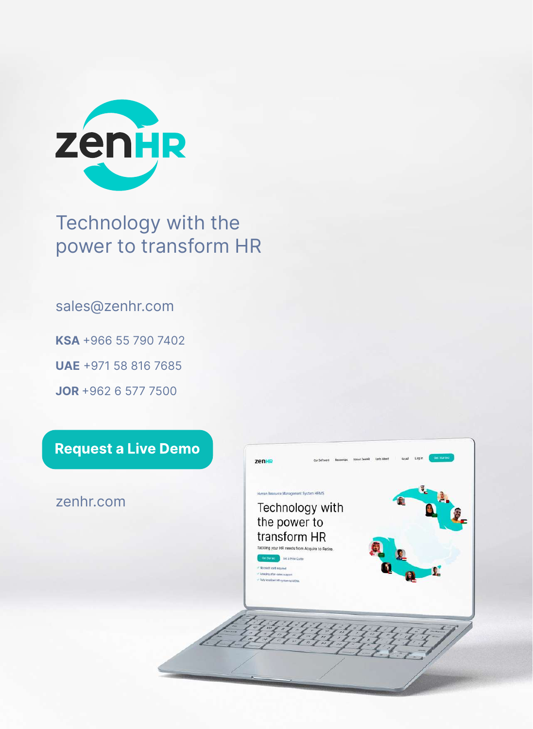zenHR

Technology with the power to transform HR

sales@zenhr.com

**KSA** +966 55 790 7402

**UAE** +971 58 816 7685

**JOR** +962 6 577 7500

**Request a Live Demo**

zenhr.com